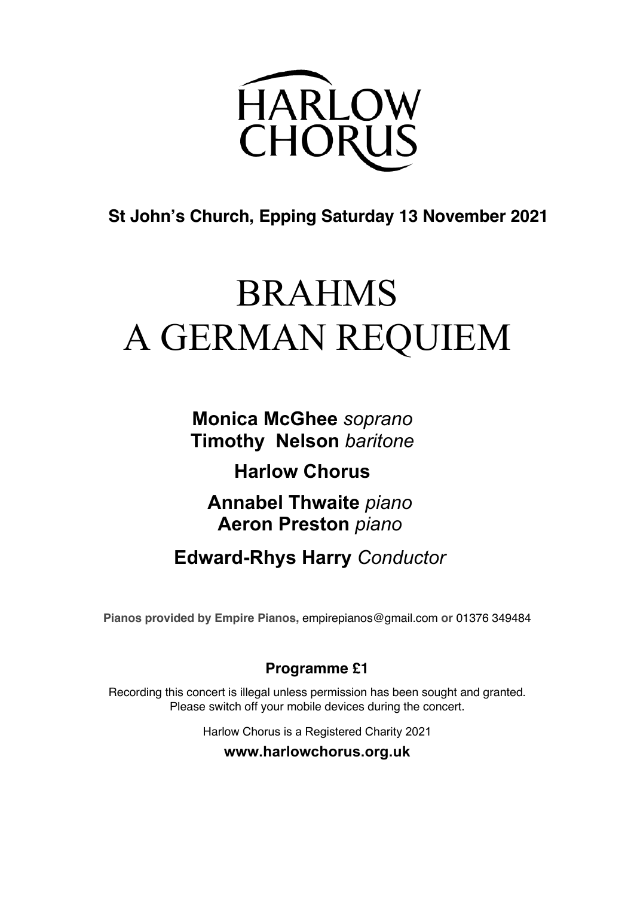# HARLOW CHORUS

**St John's Church, Epping Saturday 13 November 2021**

# BRAHMS
# A GERMAN REQUIEM

**Monica McGhee** *soprano*
**Timothy Nelson** *baritone*

**Harlow Chorus**

**Annabel Thwaite** *piano*
**Aeron Preston** *piano*

**Edward-Rhys Harry** *Conductor*

**Pianos provided by Empire Pianos,** empirepianos@gmail.com **or** 01376 349484

**Programme £1**

Recording this concert is illegal unless permission has been sought and granted.
Please switch off your mobile devices during the concert.

Harlow Chorus is a Registered Charity 2021

**www.harlowchorus.org.uk**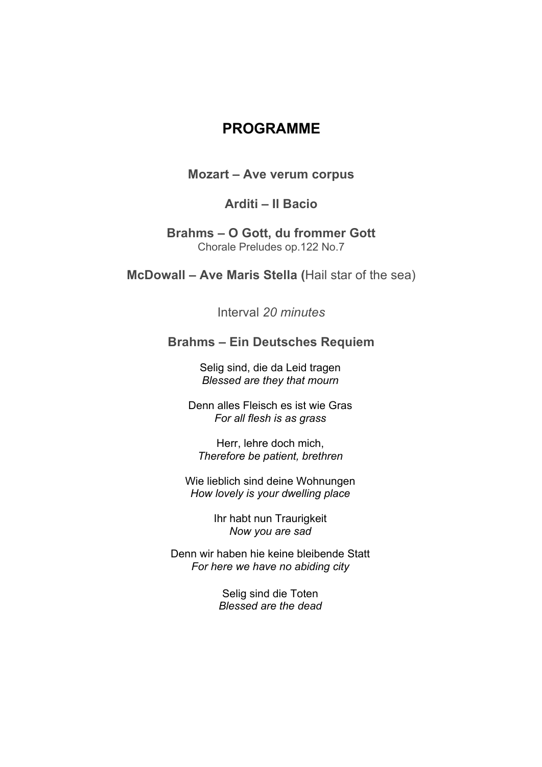# PROGRAMME

**Mozart – Ave verum corpus**

**Arditi – Il Bacio**

**Brahms – O Gott, du frommer Gott**
Chorale Preludes op.122 No.7

**McDowall – Ave Maris Stella (**Hail star of the sea)

Interval *20 minutes*

**Brahms – Ein Deutsches Requiem**

Selig sind, die da Leid tragen
*Blessed are they that mourn*

Denn alles Fleisch es ist wie Gras
*For all flesh is as grass*

Herr, lehre doch mich,
*Therefore be patient, brethren*

Wie lieblich sind deine Wohnungen
*How lovely is your dwelling place*

Ihr habt nun Traurigkeit
*Now you are sad*

Denn wir haben hie keine bleibende Statt
*For here we have no abiding city*

Selig sind die Toten
*Blessed are the dead*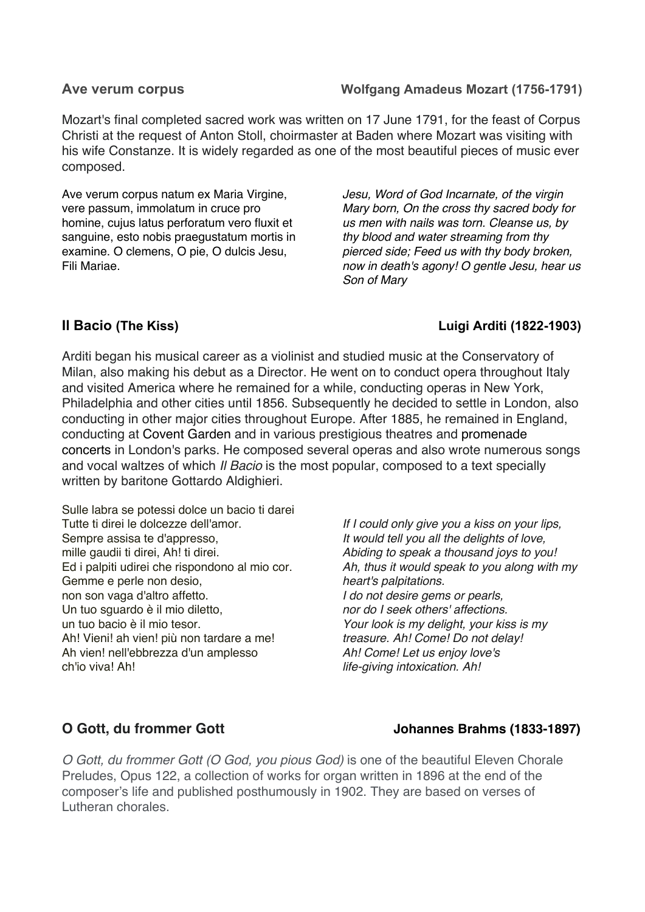## Ave verum corpus — Wolfgang Amadeus Mozart (1756-1791)

Mozart's final completed sacred work was written on 17 June 1791, for the feast of Corpus Christi at the request of Anton Stoll, choirmaster at Baden where Mozart was visiting with his wife Constanze. It is widely regarded as one of the most beautiful pieces of music ever composed.

Ave verum corpus natum ex Maria Virgine, vere passum, immolatum in cruce pro homine, cujus latus perforatum vero fluxit et sanguine, esto nobis praegustatum mortis in examine. O clemens, O pie, O dulcis Jesu, Fili Mariae.

*Jesu, Word of God Incarnate, of the virgin Mary born, On the cross thy sacred body for us men with nails was torn. Cleanse us, by thy blood and water streaming from thy pierced side; Feed us with thy body broken, now in death's agony! O gentle Jesu, hear us Son of Mary*

## Il Bacio (The Kiss) — Luigi Arditi (1822-1903)

Arditi began his musical career as a violinist and studied music at the Conservatory of Milan, also making his debut as a Director. He went on to conduct opera throughout Italy and visited America where he remained for a while, conducting operas in New York, Philadelphia and other cities until 1856. Subsequently he decided to settle in London, also conducting in other major cities throughout Europe. After 1885, he remained in England, conducting at Covent Garden and in various prestigious theatres and promenade concerts in London's parks. He composed several operas and also wrote numerous songs and vocal waltzes of which *Il Bacio* is the most popular, composed to a text specially written by baritone Gottardo Aldighieri.

Sulle labra se potessi dolce un bacio ti darei
Tutte ti direi le dolcezze dell'amor.
Sempre assisa te d'appresso,
mille gaudii ti direi, Ah! ti direi.
Ed i palpiti udirei che rispondono al mio cor.
Gemme e perle non desio,
non son vaga d'altro affetto.
Un tuo sguardo è il mio diletto,
un tuo bacio è il mio tesor.
Ah! Vieni! ah vien! più non tardare a me!
Ah vien! nell'ebbrezza d'un amplesso
ch'io viva! Ah!

*If I could only give you a kiss on your lips,*
*It would tell you all the delights of love,*
*Abiding to speak a thousand joys to you!*
*Ah, thus it would speak to you along with my heart's palpitations.*
*I do not desire gems or pearls,*
*nor do I seek others' affections.*
*Your look is my delight, your kiss is my treasure. Ah! Come! Do not delay!*
*Ah! Come! Let us enjoy love's*
*life-giving intoxication. Ah!*

## O Gott, du frommer Gott — Johannes Brahms (1833-1897)

*O Gott, du frommer Gott (O God, you pious God)* is one of the beautiful Eleven Chorale Preludes, Opus 122, a collection of works for organ written in 1896 at the end of the composer's life and published posthumously in 1902. They are based on verses of Lutheran chorales.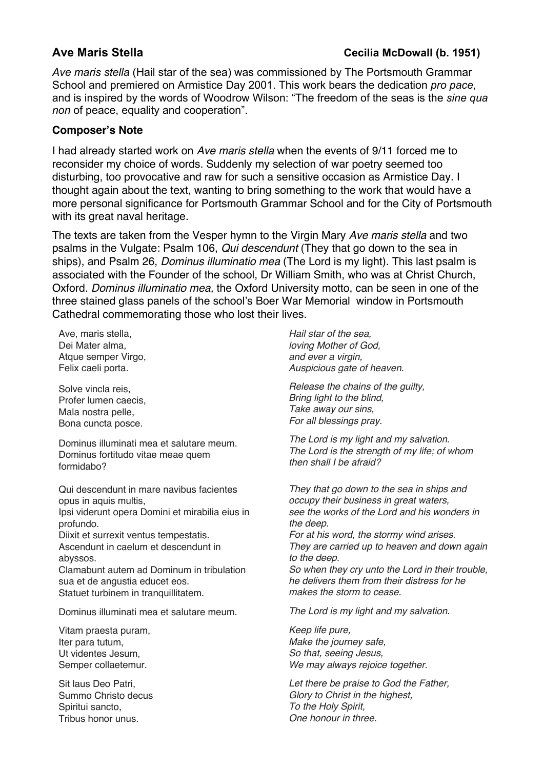## Ave Maris Stella — Cecilia McDowall (b. 1951)

*Ave maris stella* (Hail star of the sea) was commissioned by The Portsmouth Grammar School and premiered on Armistice Day 2001. This work bears the dedication *pro pace,* and is inspired by the words of Woodrow Wilson: "The freedom of the seas is the *sine qua non* of peace, equality and cooperation".

### Composer's Note

I had already started work on *Ave maris stella* when the events of 9/11 forced me to reconsider my choice of words. Suddenly my selection of war poetry seemed too disturbing, too provocative and raw for such a sensitive occasion as Armistice Day. I thought again about the text, wanting to bring something to the work that would have a more personal significance for Portsmouth Grammar School and for the City of Portsmouth with its great naval heritage.

The texts are taken from the Vesper hymn to the Virgin Mary *Ave maris stella* and two psalms in the Vulgate: Psalm 106, *Qui descendunt* (They that go down to the sea in ships), and Psalm 26, *Dominus illuminatio mea* (The Lord is my light). This last psalm is associated with the Founder of the school, Dr William Smith, who was at Christ Church, Oxford. *Dominus illuminatio mea,* the Oxford University motto, can be seen in one of the three stained glass panels of the school's Boer War Memorial window in Portsmouth Cathedral commemorating those who lost their lives.

Ave, maris stella,
Dei Mater alma,
Atque semper Virgo,
Felix caeli porta.

*Hail star of the sea,*
*loving Mother of God,*
*and ever a virgin,*
*Auspicious gate of heaven.*

Solve vincla reis,
Profer lumen caecis,
Mala nostra pelle,
Bona cuncta posce.

*Release the chains of the guilty,*
*Bring light to the blind,*
*Take away our sins,*
*For all blessings pray.*

Dominus illuminati mea et salutare meum.
Dominus fortitudo vitae meae quem formidabo?

*The Lord is my light and my salvation.*
*The Lord is the strength of my life; of whom then shall I be afraid?*

Qui descendunt in mare navibus facientes opus in aquis multis,
Ipsi viderunt opera Domini et mirabilia eius in profundo.
Diixit et surrexit ventus tempestatis.
Ascendunt in caelum et descendunt in abyssos.
Clamabunt autem ad Dominum in tribulation sua et de angustia educet eos.
Statuet turbinem in tranquillitatem.

*They that go down to the sea in ships and occupy their business in great waters,*
*see the works of the Lord and his wonders in the deep.*
*For at his word, the stormy wind arises.*
*They are carried up to heaven and down again to the deep.*
*So when they cry unto the Lord in their trouble, he delivers them from their distress for he makes the storm to cease.*

Dominus illuminati mea et salutare meum.

*The Lord is my light and my salvation.*

Vitam praesta puram,
Iter para tutum,
Ut videntes Jesum,
Semper collaetemur.

*Keep life pure,*
*Make the journey safe,*
*So that, seeing Jesus,*
*We may always rejoice together.*

Sit laus Deo Patri,
Summo Christo decus
Spiritui sancto,
Tribus honor unus.

*Let there be praise to God the Father,*
*Glory to Christ in the highest,*
*To the Holy Spirit,*
*One honour in three.*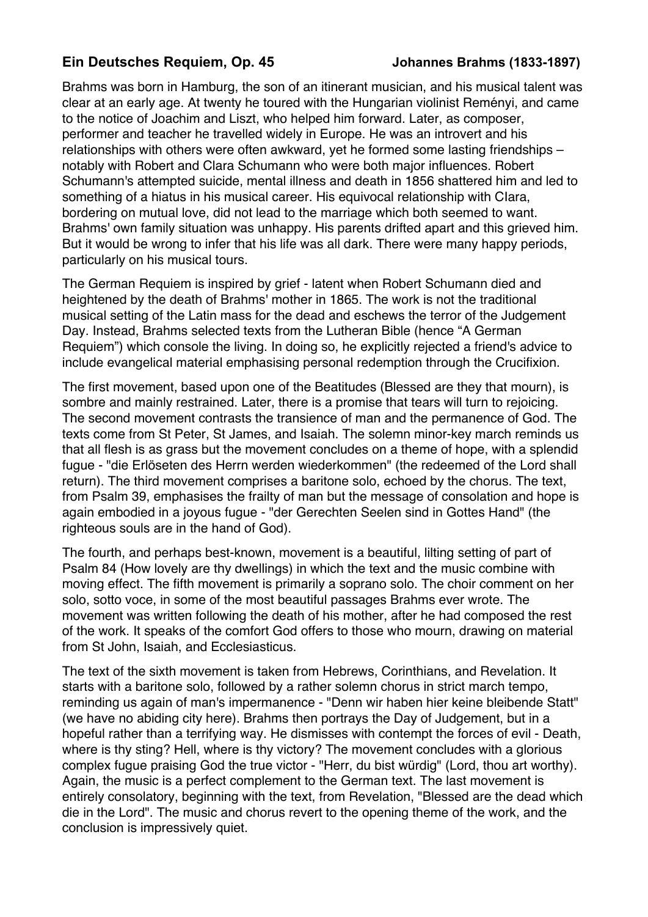## Ein Deutsches Requiem, Op. 45 — Johannes Brahms (1833-1897)

Brahms was born in Hamburg, the son of an itinerant musician, and his musical talent was clear at an early age. At twenty he toured with the Hungarian violinist Reményi, and came to the notice of Joachim and Liszt, who helped him forward. Later, as composer, performer and teacher he travelled widely in Europe. He was an introvert and his relationships with others were often awkward, yet he formed some lasting friendships – notably with Robert and Clara Schumann who were both major influences. Robert Schumann's attempted suicide, mental illness and death in 1856 shattered him and led to something of a hiatus in his musical career. His equivocal relationship with Clara, bordering on mutual love, did not lead to the marriage which both seemed to want. Brahms' own family situation was unhappy. His parents drifted apart and this grieved him. But it would be wrong to infer that his life was all dark. There were many happy periods, particularly on his musical tours.

The German Requiem is inspired by grief - latent when Robert Schumann died and heightened by the death of Brahms' mother in 1865. The work is not the traditional musical setting of the Latin mass for the dead and eschews the terror of the Judgement Day. Instead, Brahms selected texts from the Lutheran Bible (hence "A German Requiem") which console the living. In doing so, he explicitly rejected a friend's advice to include evangelical material emphasising personal redemption through the Crucifixion.

The first movement, based upon one of the Beatitudes (Blessed are they that mourn), is sombre and mainly restrained. Later, there is a promise that tears will turn to rejoicing. The second movement contrasts the transience of man and the permanence of God. The texts come from St Peter, St James, and Isaiah. The solemn minor-key march reminds us that all flesh is as grass but the movement concludes on a theme of hope, with a splendid fugue - "die Erlöseten des Herrn werden wiederkommen" (the redeemed of the Lord shall return). The third movement comprises a baritone solo, echoed by the chorus. The text, from Psalm 39, emphasises the frailty of man but the message of consolation and hope is again embodied in a joyous fugue - "der Gerechten Seelen sind in Gottes Hand" (the righteous souls are in the hand of God).

The fourth, and perhaps best-known, movement is a beautiful, lilting setting of part of Psalm 84 (How lovely are thy dwellings) in which the text and the music combine with moving effect. The fifth movement is primarily a soprano solo. The choir comment on her solo, sotto voce, in some of the most beautiful passages Brahms ever wrote. The movement was written following the death of his mother, after he had composed the rest of the work. It speaks of the comfort God offers to those who mourn, drawing on material from St John, Isaiah, and Ecclesiasticus.

The text of the sixth movement is taken from Hebrews, Corinthians, and Revelation. It starts with a baritone solo, followed by a rather solemn chorus in strict march tempo, reminding us again of man's impermanence - "Denn wir haben hier keine bleibende Statt" (we have no abiding city here). Brahms then portrays the Day of Judgement, but in a hopeful rather than a terrifying way. He dismisses with contempt the forces of evil - Death, where is thy sting? Hell, where is thy victory? The movement concludes with a glorious complex fugue praising God the true victor - "Herr, du bist würdig" (Lord, thou art worthy). Again, the music is a perfect complement to the German text. The last movement is entirely consolatory, beginning with the text, from Revelation, "Blessed are the dead which die in the Lord". The music and chorus revert to the opening theme of the work, and the conclusion is impressively quiet.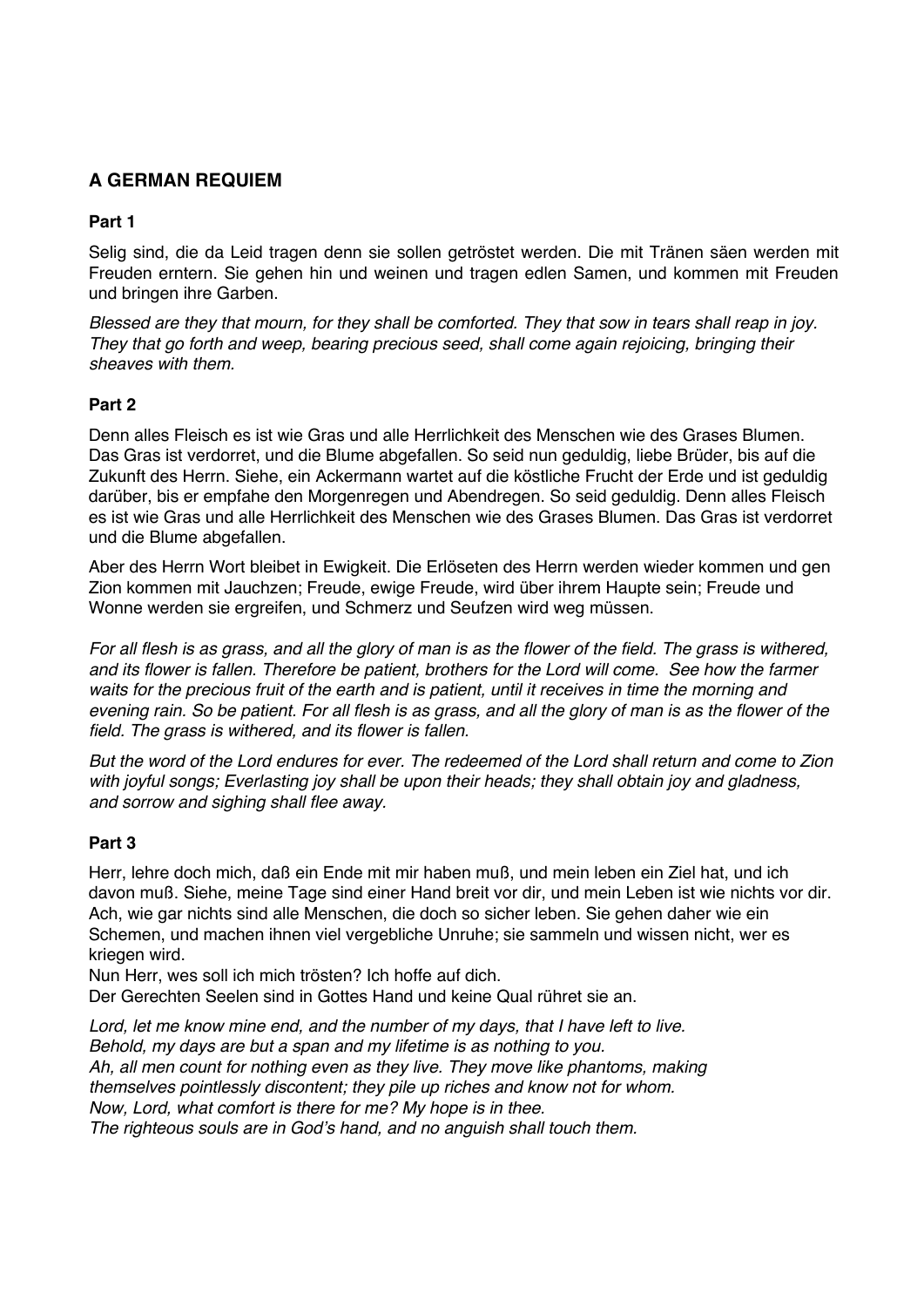## A GERMAN REQUIEM

### Part 1

Selig sind, die da Leid tragen denn sie sollen getröstet werden. Die mit Tränen säen werden mit Freuden erntern. Sie gehen hin und weinen und tragen edlen Samen, und kommen mit Freuden und bringen ihre Garben.

*Blessed are they that mourn, for they shall be comforted. They that sow in tears shall reap in joy. They that go forth and weep, bearing precious seed, shall come again rejoicing, bringing their sheaves with them.*

### Part 2

Denn alles Fleisch es ist wie Gras und alle Herrlichkeit des Menschen wie des Grases Blumen. Das Gras ist verdorret, und die Blume abgefallen. So seid nun geduldig, liebe Brüder, bis auf die Zukunft des Herrn. Siehe, ein Ackermann wartet auf die köstliche Frucht der Erde und ist geduldig darüber, bis er empfahe den Morgenregen und Abendregen. So seid geduldig. Denn alles Fleisch es ist wie Gras und alle Herrlichkeit des Menschen wie des Grases Blumen. Das Gras ist verdorret und die Blume abgefallen.

Aber des Herrn Wort bleibet in Ewigkeit. Die Erlöseten des Herrn werden wieder kommen und gen Zion kommen mit Jauchzen; Freude, ewige Freude, wird über ihrem Haupte sein; Freude und Wonne werden sie ergreifen, und Schmerz und Seufzen wird weg müssen.

*For all flesh is as grass, and all the glory of man is as the flower of the field. The grass is withered, and its flower is fallen. Therefore be patient, brothers for the Lord will come. See how the farmer waits for the precious fruit of the earth and is patient, until it receives in time the morning and evening rain. So be patient. For all flesh is as grass, and all the glory of man is as the flower of the field. The grass is withered, and its flower is fallen.*

*But the word of the Lord endures for ever. The redeemed of the Lord shall return and come to Zion with joyful songs; Everlasting joy shall be upon their heads; they shall obtain joy and gladness, and sorrow and sighing shall flee away.*

### Part 3

Herr, lehre doch mich, daß ein Ende mit mir haben muß, und mein leben ein Ziel hat, und ich davon muß. Siehe, meine Tage sind einer Hand breit vor dir, und mein Leben ist wie nichts vor dir. Ach, wie gar nichts sind alle Menschen, die doch so sicher leben. Sie gehen daher wie ein Schemen, und machen ihnen viel vergebliche Unruhe; sie sammeln und wissen nicht, wer es kriegen wird.
Nun Herr, wes soll ich mich trösten? Ich hoffe auf dich.
Der Gerechten Seelen sind in Gottes Hand und keine Qual rühret sie an.

*Lord, let me know mine end, and the number of my days, that I have left to live.*
*Behold, my days are but a span and my lifetime is as nothing to you.*
*Ah, all men count for nothing even as they live. They move like phantoms, making themselves pointlessly discontent; they pile up riches and know not for whom.*
*Now, Lord, what comfort is there for me? My hope is in thee.*
*The righteous souls are in God's hand, and no anguish shall touch them.*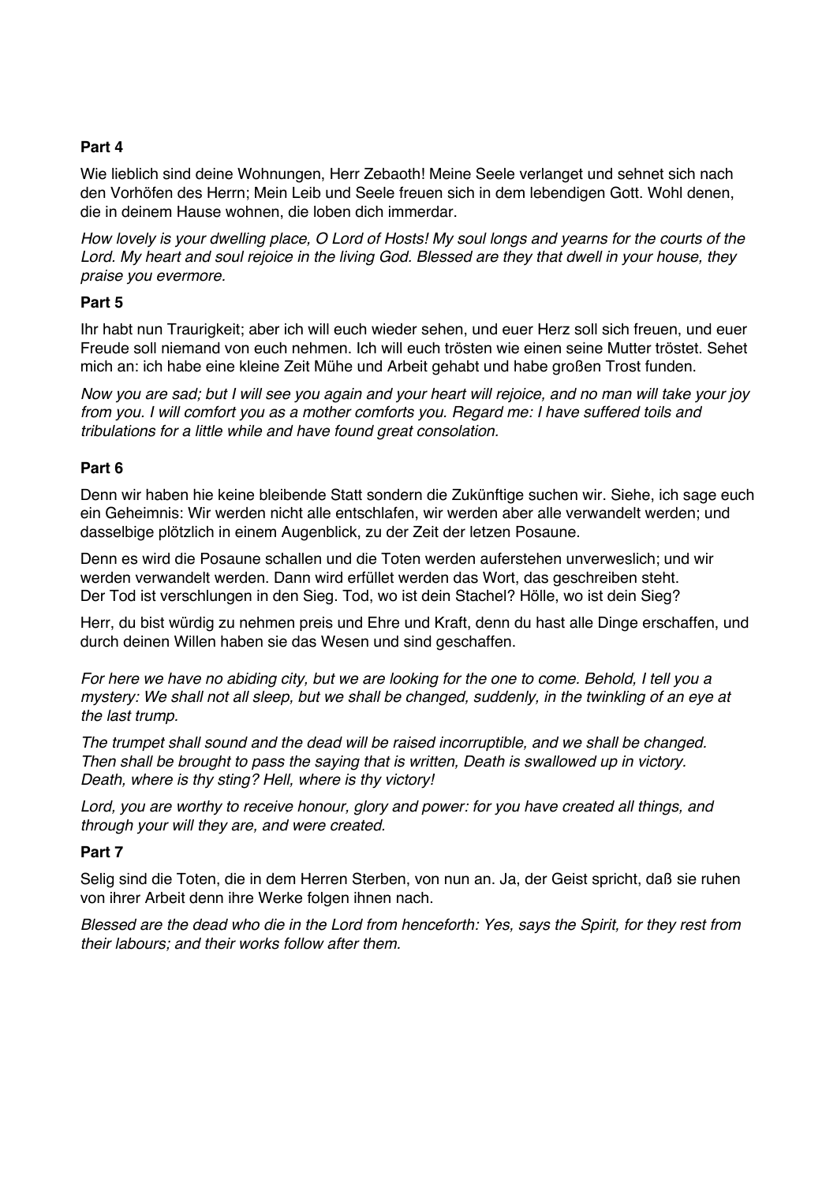**Part 4**

Wie lieblich sind deine Wohnungen, Herr Zebaoth! Meine Seele verlanget und sehnet sich nach den Vorhöfen des Herrn; Mein Leib und Seele freuen sich in dem lebendigen Gott. Wohl denen, die in deinem Hause wohnen, die loben dich immerdar.

*How lovely is your dwelling place, O Lord of Hosts! My soul longs and yearns for the courts of the Lord. My heart and soul rejoice in the living God. Blessed are they that dwell in your house, they praise you evermore.*

**Part 5**

Ihr habt nun Traurigkeit; aber ich will euch wieder sehen, und euer Herz soll sich freuen, und euer Freude soll niemand von euch nehmen. Ich will euch trösten wie einen seine Mutter tröstet. Sehet mich an: ich habe eine kleine Zeit Mühe und Arbeit gehabt und habe großen Trost funden.

*Now you are sad; but I will see you again and your heart will rejoice, and no man will take your joy from you. I will comfort you as a mother comforts you. Regard me: I have suffered toils and tribulations for a little while and have found great consolation.*

**Part 6**

Denn wir haben hie keine bleibende Statt sondern die Zukünftige suchen wir. Siehe, ich sage euch ein Geheimnis: Wir werden nicht alle entschlafen, wir werden aber alle verwandelt werden; und dasselbige plötzlich in einem Augenblick, zu der Zeit der letzen Posaune.

Denn es wird die Posaune schallen und die Toten werden auferstehen unverweslich; und wir werden verwandelt werden. Dann wird erfüllet werden das Wort, das geschreiben steht.
Der Tod ist verschlungen in den Sieg. Tod, wo ist dein Stachel? Hölle, wo ist dein Sieg?

Herr, du bist würdig zu nehmen preis und Ehre und Kraft, denn du hast alle Dinge erschaffen, und durch deinen Willen haben sie das Wesen und sind geschaffen.

*For here we have no abiding city, but we are looking for the one to come. Behold, I tell you a mystery: We shall not all sleep, but we shall be changed, suddenly, in the twinkling of an eye at the last trump.*

*The trumpet shall sound and the dead will be raised incorruptible, and we shall be changed. Then shall be brought to pass the saying that is written, Death is swallowed up in victory. Death, where is thy sting? Hell, where is thy victory!*

*Lord, you are worthy to receive honour, glory and power: for you have created all things, and through your will they are, and were created.*

**Part 7**

Selig sind die Toten, die in dem Herren Sterben, von nun an. Ja, der Geist spricht, daß sie ruhen von ihrer Arbeit denn ihre Werke folgen ihnen nach.

*Blessed are the dead who die in the Lord from henceforth: Yes, says the Spirit, for they rest from their labours; and their works follow after them.*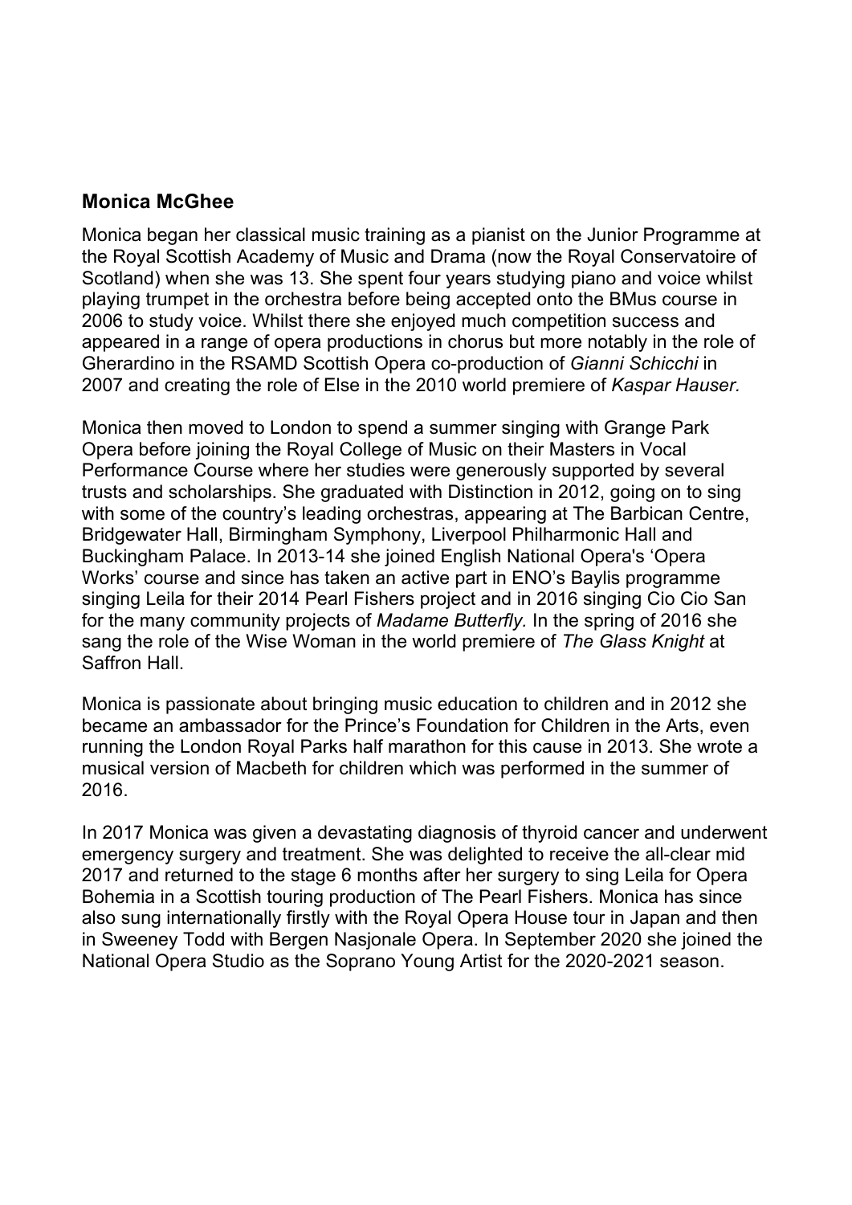## Monica McGhee

Monica began her classical music training as a pianist on the Junior Programme at the Royal Scottish Academy of Music and Drama (now the Royal Conservatoire of Scotland) when she was 13. She spent four years studying piano and voice whilst playing trumpet in the orchestra before being accepted onto the BMus course in 2006 to study voice. Whilst there she enjoyed much competition success and appeared in a range of opera productions in chorus but more notably in the role of Gherardino in the RSAMD Scottish Opera co-production of *Gianni Schicchi* in 2007 and creating the role of Else in the 2010 world premiere of *Kaspar Hauser.*

Monica then moved to London to spend a summer singing with Grange Park Opera before joining the Royal College of Music on their Masters in Vocal Performance Course where her studies were generously supported by several trusts and scholarships. She graduated with Distinction in 2012, going on to sing with some of the country's leading orchestras, appearing at The Barbican Centre, Bridgewater Hall, Birmingham Symphony, Liverpool Philharmonic Hall and Buckingham Palace. In 2013-14 she joined English National Opera's 'Opera Works' course and since has taken an active part in ENO's Baylis programme singing Leila for their 2014 Pearl Fishers project and in 2016 singing Cio Cio San for the many community projects of *Madame Butterfly.* In the spring of 2016 she sang the role of the Wise Woman in the world premiere of *The Glass Knight* at Saffron Hall.

Monica is passionate about bringing music education to children and in 2012 she became an ambassador for the Prince's Foundation for Children in the Arts, even running the London Royal Parks half marathon for this cause in 2013. She wrote a musical version of Macbeth for children which was performed in the summer of 2016.

In 2017 Monica was given a devastating diagnosis of thyroid cancer and underwent emergency surgery and treatment. She was delighted to receive the all-clear mid 2017 and returned to the stage 6 months after her surgery to sing Leila for Opera Bohemia in a Scottish touring production of The Pearl Fishers. Monica has since also sung internationally firstly with the Royal Opera House tour in Japan and then in Sweeney Todd with Bergen Nasjonale Opera. In September 2020 she joined the National Opera Studio as the Soprano Young Artist for the 2020-2021 season.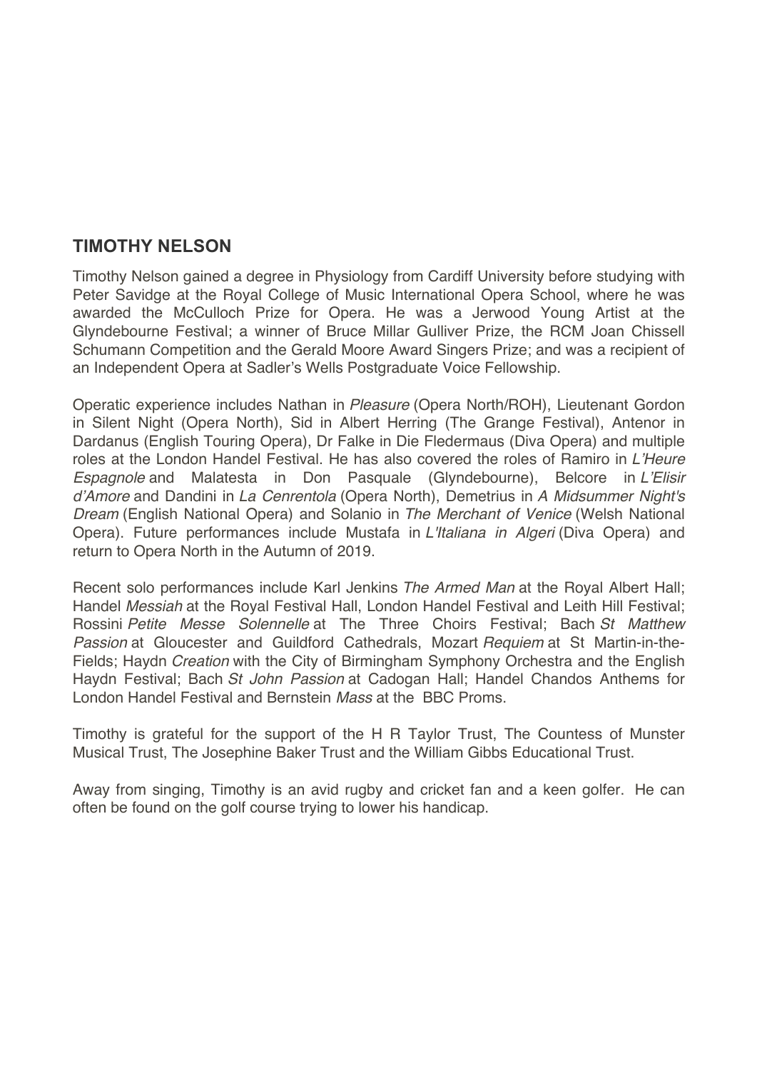## TIMOTHY NELSON

Timothy Nelson gained a degree in Physiology from Cardiff University before studying with Peter Savidge at the Royal College of Music International Opera School, where he was awarded the McCulloch Prize for Opera. He was a Jerwood Young Artist at the Glyndebourne Festival; a winner of Bruce Millar Gulliver Prize, the RCM Joan Chissell Schumann Competition and the Gerald Moore Award Singers Prize; and was a recipient of an Independent Opera at Sadler's Wells Postgraduate Voice Fellowship.

Operatic experience includes Nathan in *Pleasure* (Opera North/ROH), Lieutenant Gordon in Silent Night (Opera North), Sid in Albert Herring (The Grange Festival), Antenor in Dardanus (English Touring Opera), Dr Falke in Die Fledermaus (Diva Opera) and multiple roles at the London Handel Festival. He has also covered the roles of Ramiro in *L'Heure Espagnole* and Malatesta in Don Pasquale (Glyndebourne), Belcore in *L'Elisir d'Amore* and Dandini in *La Cenrentola* (Opera North), Demetrius in *A Midsummer Night's Dream* (English National Opera) and Solanio in *The Merchant of Venice* (Welsh National Opera). Future performances include Mustafa in *L'Italiana in Algeri* (Diva Opera) and return to Opera North in the Autumn of 2019.

Recent solo performances include Karl Jenkins *The Armed Man* at the Royal Albert Hall; Handel *Messiah* at the Royal Festival Hall, London Handel Festival and Leith Hill Festival; Rossini *Petite Messe Solennelle* at The Three Choirs Festival; Bach *St Matthew Passion* at Gloucester and Guildford Cathedrals, Mozart *Requiem* at St Martin-in-the-Fields; Haydn *Creation* with the City of Birmingham Symphony Orchestra and the English Haydn Festival; Bach *St John Passion* at Cadogan Hall; Handel Chandos Anthems for London Handel Festival and Bernstein *Mass* at the BBC Proms.

Timothy is grateful for the support of the H R Taylor Trust, The Countess of Munster Musical Trust, The Josephine Baker Trust and the William Gibbs Educational Trust.

Away from singing, Timothy is an avid rugby and cricket fan and a keen golfer. He can often be found on the golf course trying to lower his handicap.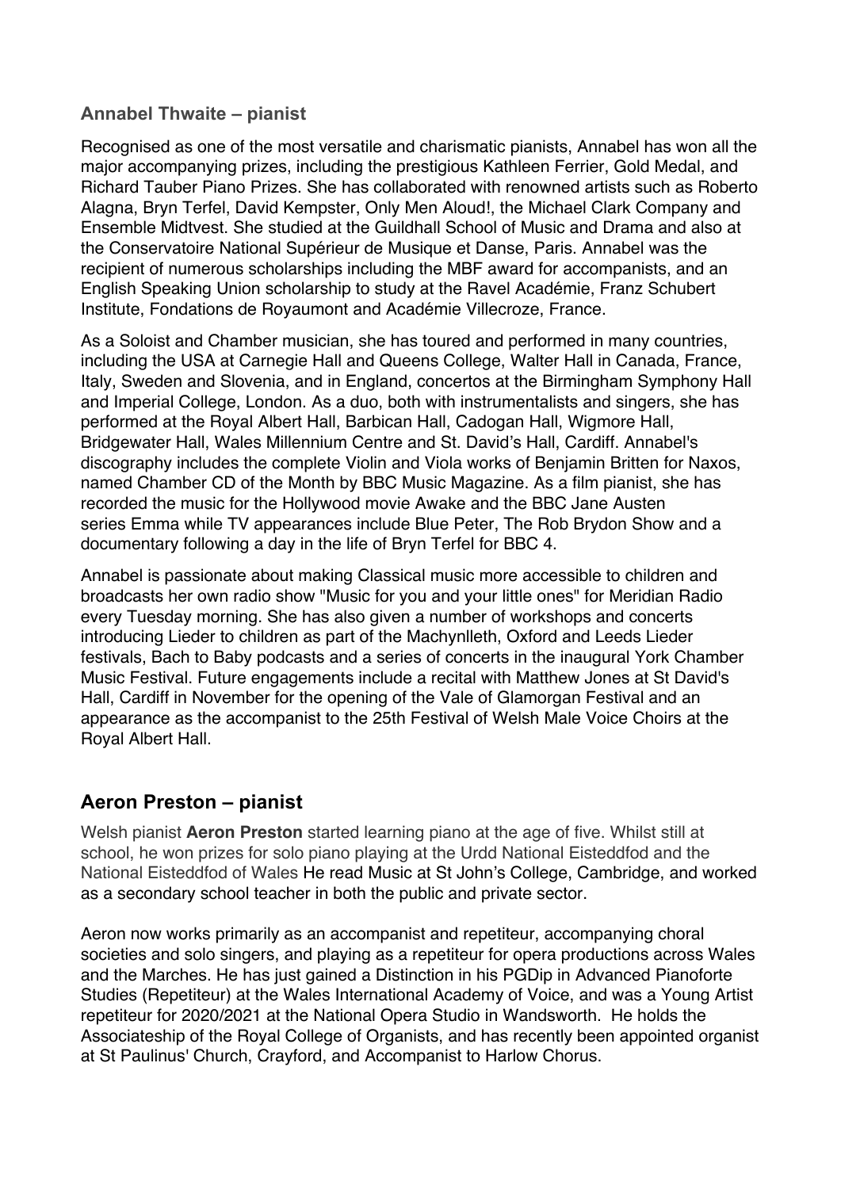### Annabel Thwaite – pianist

Recognised as one of the most versatile and charismatic pianists, Annabel has won all the major accompanying prizes, including the prestigious Kathleen Ferrier, Gold Medal, and Richard Tauber Piano Prizes. She has collaborated with renowned artists such as Roberto Alagna, Bryn Terfel, David Kempster, Only Men Aloud!, the Michael Clark Company and Ensemble Midtvest. She studied at the Guildhall School of Music and Drama and also at the Conservatoire National Supérieur de Musique et Danse, Paris. Annabel was the recipient of numerous scholarships including the MBF award for accompanists, and an English Speaking Union scholarship to study at the Ravel Académie, Franz Schubert Institute, Fondations de Royaumont and Académie Villecroze, France.

As a Soloist and Chamber musician, she has toured and performed in many countries, including the USA at Carnegie Hall and Queens College, Walter Hall in Canada, France, Italy, Sweden and Slovenia, and in England, concertos at the Birmingham Symphony Hall and Imperial College, London. As a duo, both with instrumentalists and singers, she has performed at the Royal Albert Hall, Barbican Hall, Cadogan Hall, Wigmore Hall, Bridgewater Hall, Wales Millennium Centre and St. David's Hall, Cardiff. Annabel's discography includes the complete Violin and Viola works of Benjamin Britten for Naxos, named Chamber CD of the Month by BBC Music Magazine. As a film pianist, she has recorded the music for the Hollywood movie Awake and the BBC Jane Austen series Emma while TV appearances include Blue Peter, The Rob Brydon Show and a documentary following a day in the life of Bryn Terfel for BBC 4.

Annabel is passionate about making Classical music more accessible to children and broadcasts her own radio show "Music for you and your little ones" for Meridian Radio every Tuesday morning. She has also given a number of workshops and concerts introducing Lieder to children as part of the Machynlleth, Oxford and Leeds Lieder festivals, Bach to Baby podcasts and a series of concerts in the inaugural York Chamber Music Festival. Future engagements include a recital with Matthew Jones at St David's Hall, Cardiff in November for the opening of the Vale of Glamorgan Festival and an appearance as the accompanist to the 25th Festival of Welsh Male Voice Choirs at the Royal Albert Hall.

## Aeron Preston – pianist

Welsh pianist **Aeron Preston** started learning piano at the age of five. Whilst still at school, he won prizes for solo piano playing at the Urdd National Eisteddfod and the National Eisteddfod of Wales He read Music at St John's College, Cambridge, and worked as a secondary school teacher in both the public and private sector.

Aeron now works primarily as an accompanist and repetiteur, accompanying choral societies and solo singers, and playing as a repetiteur for opera productions across Wales and the Marches. He has just gained a Distinction in his PGDip in Advanced Pianoforte Studies (Repetiteur) at the Wales International Academy of Voice, and was a Young Artist repetiteur for 2020/2021 at the National Opera Studio in Wandsworth. He holds the Associateship of the Royal College of Organists, and has recently been appointed organist at St Paulinus' Church, Crayford, and Accompanist to Harlow Chorus.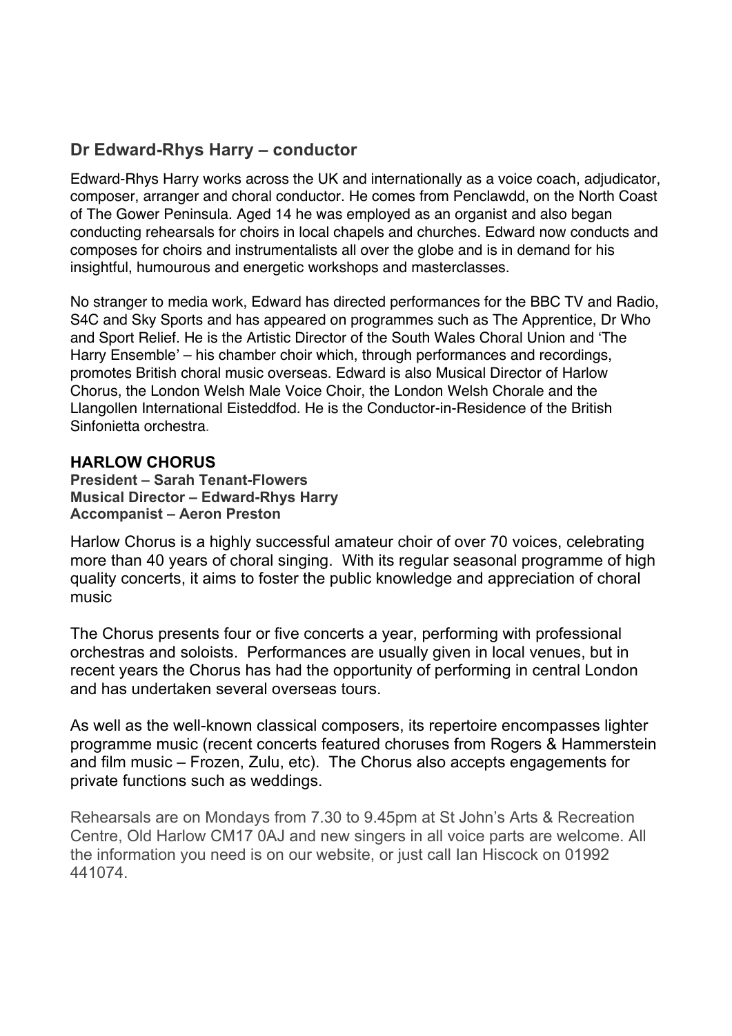## Dr Edward-Rhys Harry – conductor

Edward-Rhys Harry works across the UK and internationally as a voice coach, adjudicator, composer, arranger and choral conductor. He comes from Penclawdd, on the North Coast of The Gower Peninsula. Aged 14 he was employed as an organist and also began conducting rehearsals for choirs in local chapels and churches. Edward now conducts and composes for choirs and instrumentalists all over the globe and is in demand for his insightful, humourous and energetic workshops and masterclasses.

No stranger to media work, Edward has directed performances for the BBC TV and Radio, S4C and Sky Sports and has appeared on programmes such as The Apprentice, Dr Who and Sport Relief. He is the Artistic Director of the South Wales Choral Union and 'The Harry Ensemble' – his chamber choir which, through performances and recordings, promotes British choral music overseas. Edward is also Musical Director of Harlow Chorus, the London Welsh Male Voice Choir, the London Welsh Chorale and the Llangollen International Eisteddfod. He is the Conductor-in-Residence of the British Sinfonietta orchestra.

## HARLOW CHORUS

**President – Sarah Tenant-Flowers**
**Musical Director – Edward-Rhys Harry**
**Accompanist – Aeron Preston**

Harlow Chorus is a highly successful amateur choir of over 70 voices, celebrating more than 40 years of choral singing. With its regular seasonal programme of high quality concerts, it aims to foster the public knowledge and appreciation of choral music

The Chorus presents four or five concerts a year, performing with professional orchestras and soloists. Performances are usually given in local venues, but in recent years the Chorus has had the opportunity of performing in central London and has undertaken several overseas tours.

As well as the well-known classical composers, its repertoire encompasses lighter programme music (recent concerts featured choruses from Rogers & Hammerstein and film music – Frozen, Zulu, etc). The Chorus also accepts engagements for private functions such as weddings.

Rehearsals are on Mondays from 7.30 to 9.45pm at St John's Arts & Recreation Centre, Old Harlow CM17 0AJ and new singers in all voice parts are welcome. All the information you need is on our website, or just call Ian Hiscock on 01992 441074.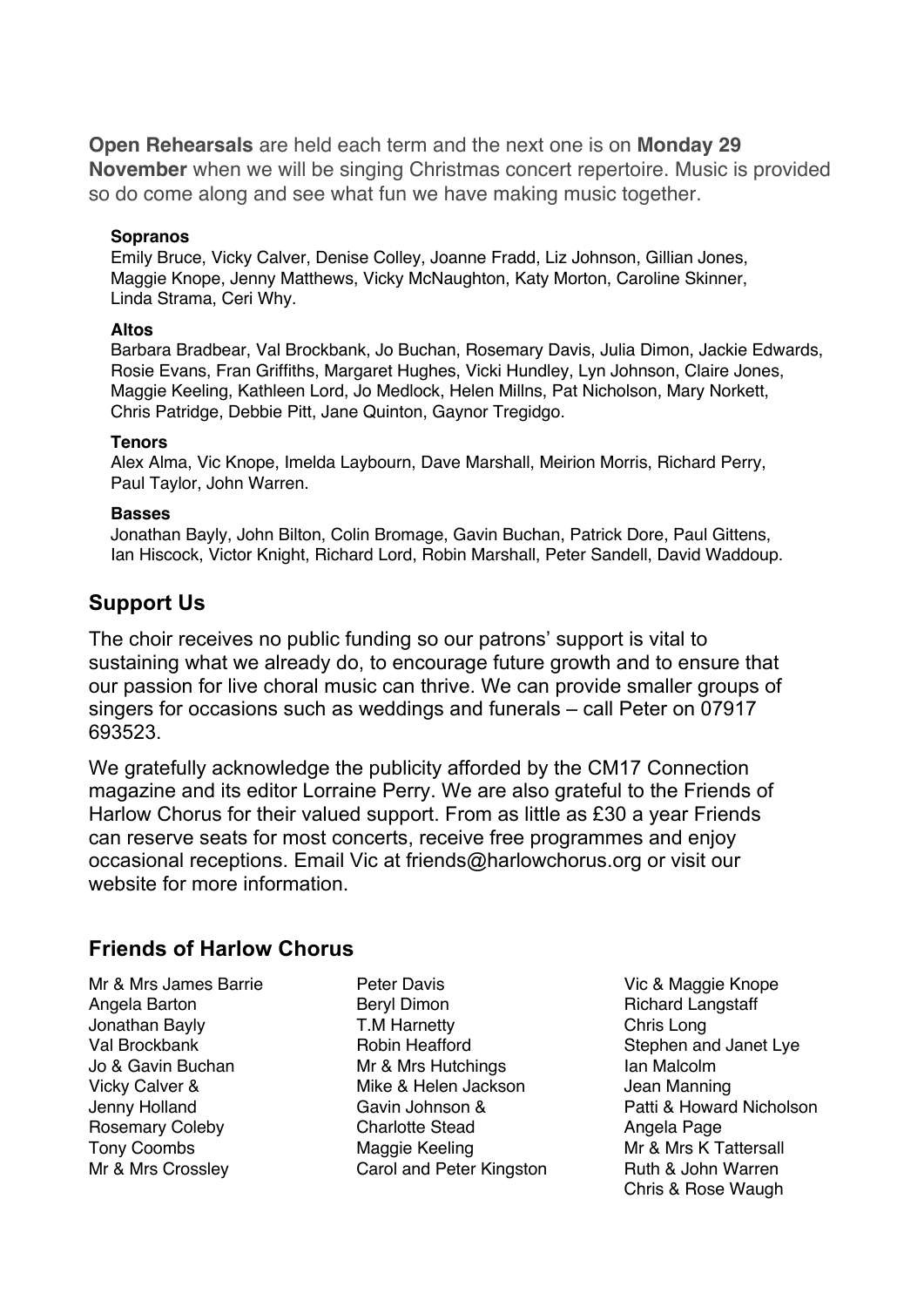**Open Rehearsals** are held each term and the next one is on **Monday 29 November** when we will be singing Christmas concert repertoire. Music is provided so do come along and see what fun we have making music together.

**Sopranos**
Emily Bruce, Vicky Calver, Denise Colley, Joanne Fradd, Liz Johnson, Gillian Jones, Maggie Knope, Jenny Matthews, Vicky McNaughton, Katy Morton, Caroline Skinner, Linda Strama, Ceri Why.

**Altos**
Barbara Bradbear, Val Brockbank, Jo Buchan, Rosemary Davis, Julia Dimon, Jackie Edwards, Rosie Evans, Fran Griffiths, Margaret Hughes, Vicki Hundley, Lyn Johnson, Claire Jones, Maggie Keeling, Kathleen Lord, Jo Medlock, Helen Millns, Pat Nicholson, Mary Norkett, Chris Patridge, Debbie Pitt, Jane Quinton, Gaynor Tregidgo.

**Tenors**
Alex Alma, Vic Knope, Imelda Laybourn, Dave Marshall, Meirion Morris, Richard Perry, Paul Taylor, John Warren.

**Basses**
Jonathan Bayly, John Bilton, Colin Bromage, Gavin Buchan, Patrick Dore, Paul Gittens, Ian Hiscock, Victor Knight, Richard Lord, Robin Marshall, Peter Sandell, David Waddoup.

## Support Us

The choir receives no public funding so our patrons' support is vital to sustaining what we already do, to encourage future growth and to ensure that our passion for live choral music can thrive. We can provide smaller groups of singers for occasions such as weddings and funerals – call Peter on 07917 693523.

We gratefully acknowledge the publicity afforded by the CM17 Connection magazine and its editor Lorraine Perry. We are also grateful to the Friends of Harlow Chorus for their valued support. From as little as £30 a year Friends can reserve seats for most concerts, receive free programmes and enjoy occasional receptions. Email Vic at friends@harlowchorus.org or visit our website for more information.

## Friends of Harlow Chorus

Mr & Mrs James Barrie
Angela Barton
Jonathan Bayly
Val Brockbank
Jo & Gavin Buchan
Vicky Calver &
Jenny Holland
Rosemary Coleby
Tony Coombs
Mr & Mrs Crossley
Peter Davis
Beryl Dimon
T.M Harnetty
Robin Heafford
Mr & Mrs Hutchings
Mike & Helen Jackson
Gavin Johnson &
Charlotte Stead
Maggie Keeling
Carol and Peter Kingston
Vic & Maggie Knope
Richard Langstaff
Chris Long
Stephen and Janet Lye
Ian Malcolm
Jean Manning
Patti & Howard Nicholson
Angela Page
Mr & Mrs K Tattersall
Ruth & John Warren
Chris & Rose Waugh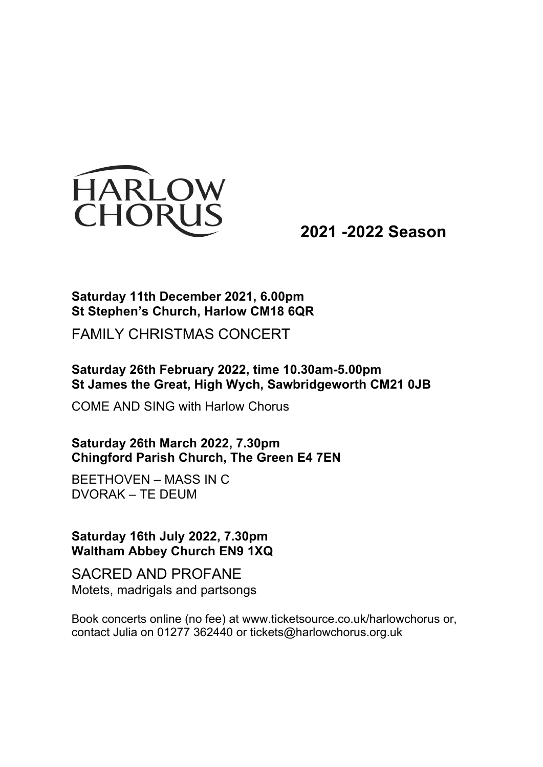# HARLOW CHORUS

## 2021 -2022 Season

**Saturday 11th December 2021, 6.00pm**
**St Stephen's Church, Harlow CM18 6QR**

FAMILY CHRISTMAS CONCERT

**Saturday 26th February 2022, time 10.30am-5.00pm**
**St James the Great, High Wych, Sawbridgeworth CM21 0JB**

COME AND SING with Harlow Chorus

**Saturday 26th March 2022, 7.30pm**
**Chingford Parish Church, The Green E4 7EN**

BEETHOVEN – MASS IN C
DVORAK – TE DEUM

**Saturday 16th July 2022, 7.30pm**
**Waltham Abbey Church EN9 1XQ**

SACRED AND PROFANE
Motets, madrigals and partsongs

Book concerts online (no fee) at www.ticketsource.co.uk/harlowchorus or, contact Julia on 01277 362440 or tickets@harlowchorus.org.uk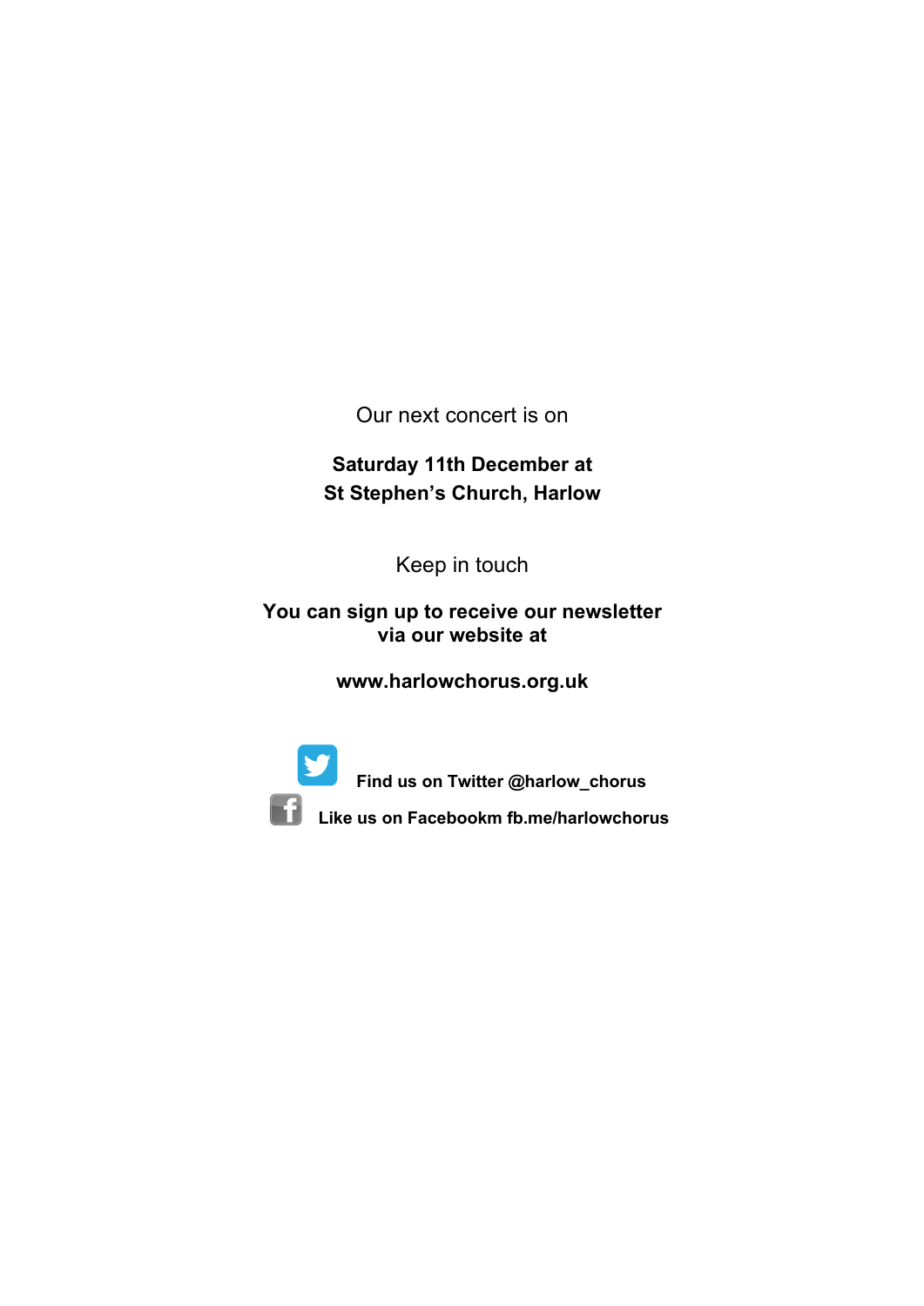Our next concert is on

**Saturday 11th December at**
**St Stephen's Church, Harlow**

Keep in touch

**You can sign up to receive our newsletter via our website at**

**www.harlowchorus.org.uk**

**Find us on Twitter @harlow_chorus**

**Like us on Facebookm fb.me/harlowchorus**